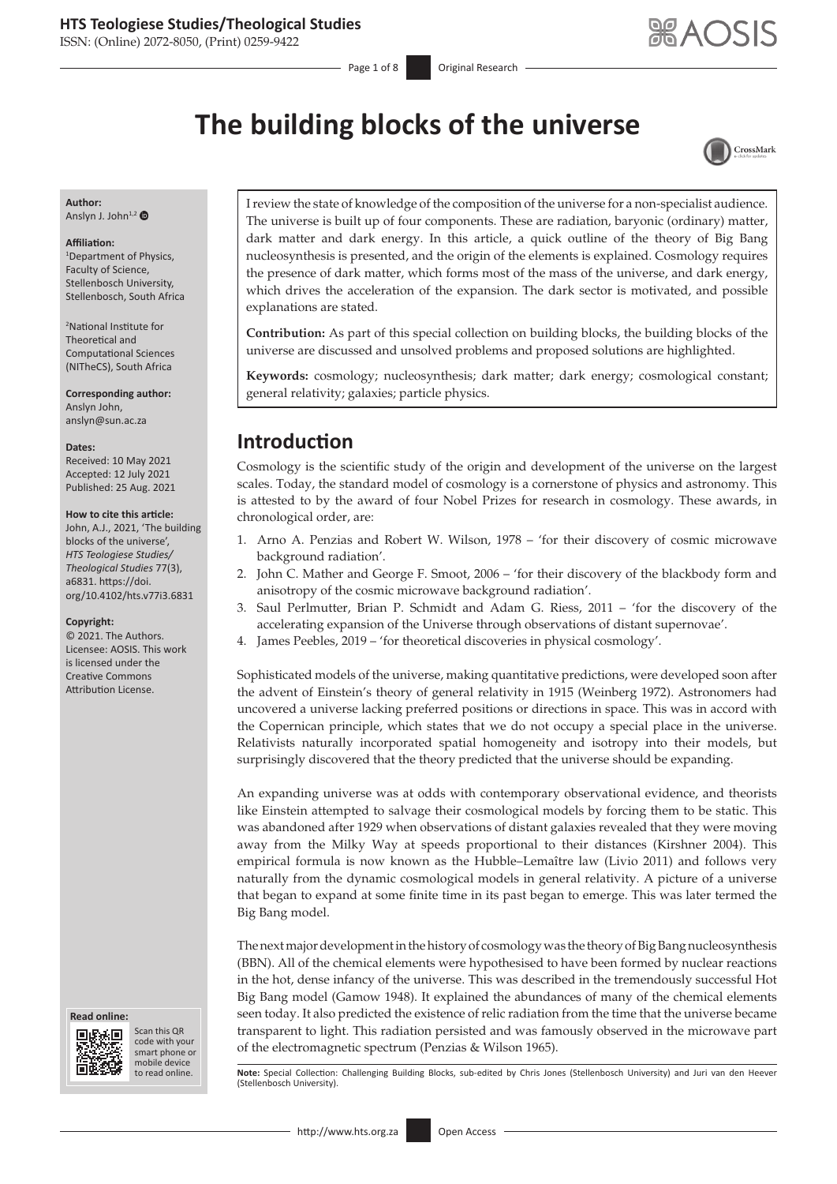# The building blocks of the universe

**Author:**
Anslyn J. John[1,2]

**Affiliation:**
[1]Department of Physics, Faculty of Science, Stellenbosch University, Stellenbosch, South Africa

[2]National Institute for Theoretical and Computational Sciences (NITheCS), South Africa

**Corresponding author:**
Anslyn John,
anslyn@sun.ac.za

**Dates:**
Received: 10 May 2021
Accepted: 12 July 2021
Published: 25 Aug. 2021

**How to cite this article:**
John, A.J., 2021, 'The building blocks of the universe', *HTS Teologiese Studies/ Theological Studies* 77(3), a6831. https://doi.org/10.4102/hts.v77i3.6831

**Copyright:**
© 2021. The Authors. Licensee: AOSIS. This work is licensed under the Creative Commons Attribution License.

I review the state of knowledge of the composition of the universe for a non-specialist audience. The universe is built up of four components. These are radiation, baryonic (ordinary) matter, dark matter and dark energy. In this article, a quick outline of the theory of Big Bang nucleosynthesis is presented, and the origin of the elements is explained. Cosmology requires the presence of dark matter, which forms most of the mass of the universe, and dark energy, which drives the acceleration of the expansion. The dark sector is motivated, and possible explanations are stated.

**Contribution:** As part of this special collection on building blocks, the building blocks of the universe are discussed and unsolved problems and proposed solutions are highlighted.

**Keywords:** cosmology; nucleosynthesis; dark matter; dark energy; cosmological constant; general relativity; galaxies; particle physics.

## Introduction

Cosmology is the scientific study of the origin and development of the universe on the largest scales. Today, the standard model of cosmology is a cornerstone of physics and astronomy. This is attested to by the award of four Nobel Prizes for research in cosmology. These awards, in chronological order, are:

1. Arno A. Penzias and Robert W. Wilson, 1978 – 'for their discovery of cosmic microwave background radiation'.
2. John C. Mather and George F. Smoot, 2006 – 'for their discovery of the blackbody form and anisotropy of the cosmic microwave background radiation'.
3. Saul Perlmutter, Brian P. Schmidt and Adam G. Riess, 2011 – 'for the discovery of the accelerating expansion of the Universe through observations of distant supernovae'.
4. James Peebles, 2019 – 'for theoretical discoveries in physical cosmology'.

Sophisticated models of the universe, making quantitative predictions, were developed soon after the advent of Einstein's theory of general relativity in 1915 (Weinberg 1972). Astronomers had uncovered a universe lacking preferred positions or directions in space. This was in accord with the Copernican principle, which states that we do not occupy a special place in the universe. Relativists naturally incorporated spatial homogeneity and isotropy into their models, but surprisingly discovered that the theory predicted that the universe should be expanding.

An expanding universe was at odds with contemporary observational evidence, and theorists like Einstein attempted to salvage their cosmological models by forcing them to be static. This was abandoned after 1929 when observations of distant galaxies revealed that they were moving away from the Milky Way at speeds proportional to their distances (Kirshner 2004). This empirical formula is now known as the Hubble–Lemaître law (Livio 2011) and follows very naturally from the dynamic cosmological models in general relativity. A picture of a universe that began to expand at some finite time in its past began to emerge. This was later termed the Big Bang model.

The next major development in the history of cosmology was the theory of Big Bang nucleosynthesis (BBN). All of the chemical elements were hypothesised to have been formed by nuclear reactions in the hot, dense infancy of the universe. This was described in the tremendously successful Hot Big Bang model (Gamow 1948). It explained the abundances of many of the chemical elements seen today. It also predicted the existence of relic radiation from the time that the universe became transparent to light. This radiation persisted and was famously observed in the microwave part of the electromagnetic spectrum (Penzias & Wilson 1965).

**Note:** Special Collection: Challenging Building Blocks, sub-edited by Chris Jones (Stellenbosch University) and Juri van den Heever (Stellenbosch University).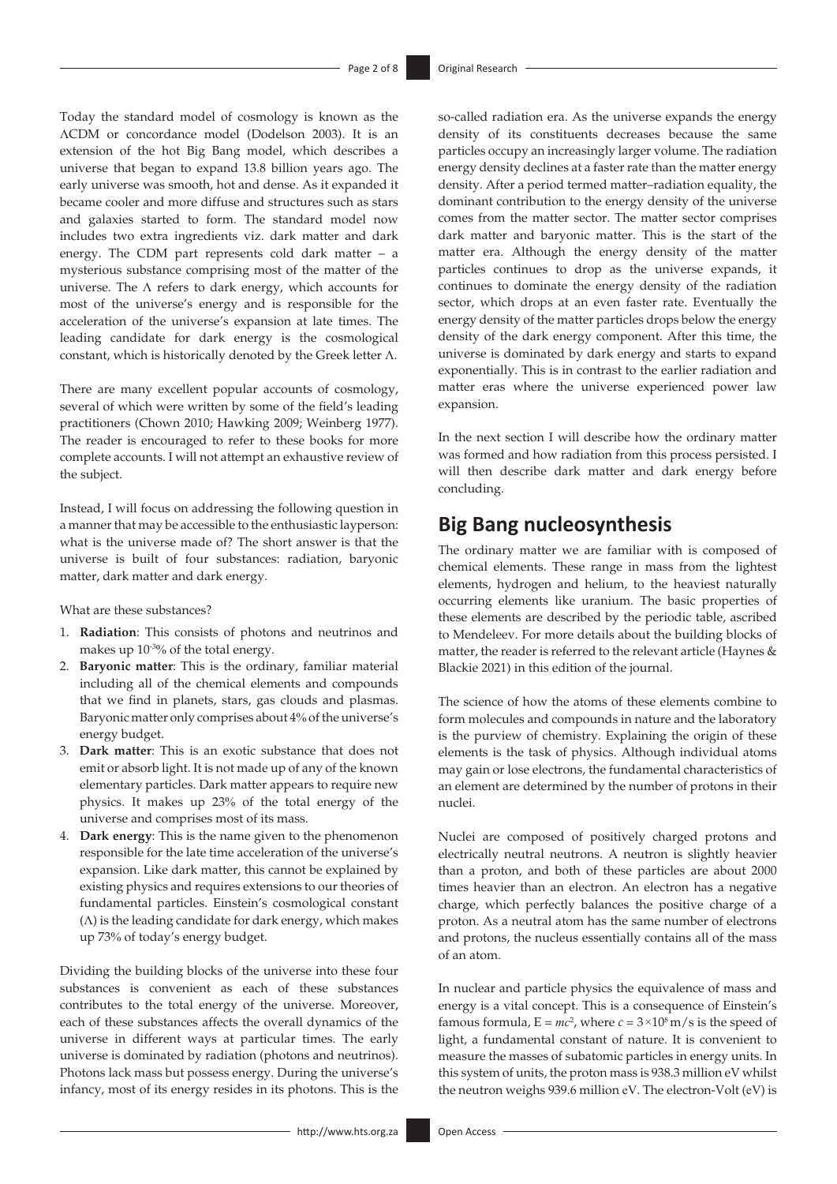Today the standard model of cosmology is known as the ΛCDM or concordance model (Dodelson 2003). It is an extension of the hot Big Bang model, which describes a universe that began to expand 13.8 billion years ago. The early universe was smooth, hot and dense. As it expanded it became cooler and more diffuse and structures such as stars and galaxies started to form. The standard model now includes two extra ingredients viz. dark matter and dark energy. The CDM part represents cold dark matter – a mysterious substance comprising most of the matter of the universe. The Λ refers to dark energy, which accounts for most of the universe's energy and is responsible for the acceleration of the universe's expansion at late times. The leading candidate for dark energy is the cosmological constant, which is historically denoted by the Greek letter Λ.

There are many excellent popular accounts of cosmology, several of which were written by some of the field's leading practitioners (Chown 2010; Hawking 2009; Weinberg 1977). The reader is encouraged to refer to these books for more complete accounts. I will not attempt an exhaustive review of the subject.

Instead, I will focus on addressing the following question in a manner that may be accessible to the enthusiastic layperson: what is the universe made of? The short answer is that the universe is built of four substances: radiation, baryonic matter, dark matter and dark energy.

What are these substances?

1. **Radiation**: This consists of photons and neutrinos and makes up $10^{-3}$% of the total energy.
2. **Baryonic matter**: This is the ordinary, familiar material including all of the chemical elements and compounds that we find in planets, stars, gas clouds and plasmas. Baryonic matter only comprises about 4% of the universe's energy budget.
3. **Dark matter**: This is an exotic substance that does not emit or absorb light. It is not made up of any of the known elementary particles. Dark matter appears to require new physics. It makes up 23% of the total energy of the universe and comprises most of its mass.
4. **Dark energy**: This is the name given to the phenomenon responsible for the late time acceleration of the universe's expansion. Like dark matter, this cannot be explained by existing physics and requires extensions to our theories of fundamental particles. Einstein's cosmological constant (Λ) is the leading candidate for dark energy, which makes up 73% of today's energy budget.

Dividing the building blocks of the universe into these four substances is convenient as each of these substances contributes to the total energy of the universe. Moreover, each of these substances affects the overall dynamics of the universe in different ways at particular times. The early universe is dominated by radiation (photons and neutrinos). Photons lack mass but possess energy. During the universe's infancy, most of its energy resides in its photons. This is the so-called radiation era. As the universe expands the energy density of its constituents decreases because the same particles occupy an increasingly larger volume. The radiation energy density declines at a faster rate than the matter energy density. After a period termed matter–radiation equality, the dominant contribution to the energy density of the universe comes from the matter sector. The matter sector comprises dark matter and baryonic matter. This is the start of the matter era. Although the energy density of the matter particles continues to drop as the universe expands, it continues to dominate the energy density of the radiation sector, which drops at an even faster rate. Eventually the energy density of the matter particles drops below the energy density of the dark energy component. After this time, the universe is dominated by dark energy and starts to expand exponentially. This is in contrast to the earlier radiation and matter eras where the universe experienced power law expansion.

In the next section I will describe how the ordinary matter was formed and how radiation from this process persisted. I will then describe dark matter and dark energy before concluding.

## Big Bang nucleosynthesis

The ordinary matter we are familiar with is composed of chemical elements. These range in mass from the lightest elements, hydrogen and helium, to the heaviest naturally occurring elements like uranium. The basic properties of these elements are described by the periodic table, ascribed to Mendeleev. For more details about the building blocks of matter, the reader is referred to the relevant article (Haynes & Blackie 2021) in this edition of the journal.

The science of how the atoms of these elements combine to form molecules and compounds in nature and the laboratory is the purview of chemistry. Explaining the origin of these elements is the task of physics. Although individual atoms may gain or lose electrons, the fundamental characteristics of an element are determined by the number of protons in their nuclei.

Nuclei are composed of positively charged protons and electrically neutral neutrons. A neutron is slightly heavier than a proton, and both of these particles are about 2000 times heavier than an electron. An electron has a negative charge, which perfectly balances the positive charge of a proton. As a neutral atom has the same number of electrons and protons, the nucleus essentially contains all of the mass of an atom.

In nuclear and particle physics the equivalence of mass and energy is a vital concept. This is a consequence of Einstein's famous formula, $E = mc^2$, where $c = 3 \times 10^8$ m/s is the speed of light, a fundamental constant of nature. It is convenient to measure the masses of subatomic particles in energy units. In this system of units, the proton mass is 938.3 million eV whilst the neutron weighs 939.6 million eV. The electron-Volt (eV) is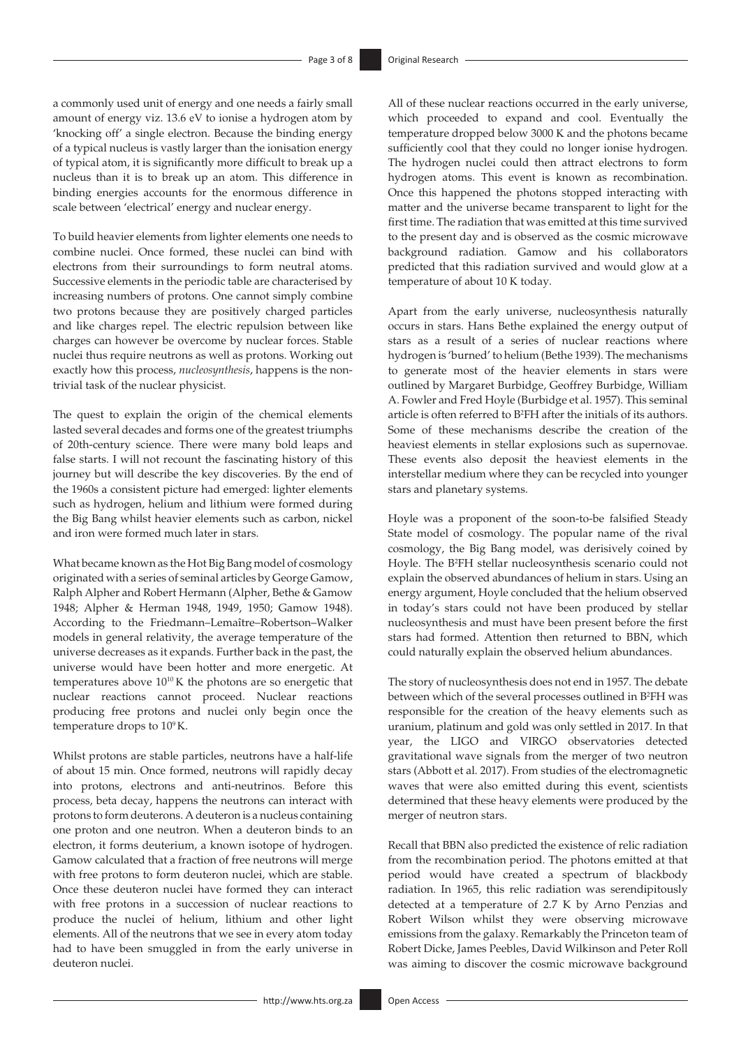a commonly used unit of energy and one needs a fairly small amount of energy viz. 13.6 eV to ionise a hydrogen atom by 'knocking off' a single electron. Because the binding energy of a typical nucleus is vastly larger than the ionisation energy of typical atom, it is significantly more difficult to break up a nucleus than it is to break up an atom. This difference in binding energies accounts for the enormous difference in scale between 'electrical' energy and nuclear energy.

To build heavier elements from lighter elements one needs to combine nuclei. Once formed, these nuclei can bind with electrons from their surroundings to form neutral atoms. Successive elements in the periodic table are characterised by increasing numbers of protons. One cannot simply combine two protons because they are positively charged particles and like charges repel. The electric repulsion between like charges can however be overcome by nuclear forces. Stable nuclei thus require neutrons as well as protons. Working out exactly how this process, *nucleosynthesis*, happens is the non-trivial task of the nuclear physicist.

The quest to explain the origin of the chemical elements lasted several decades and forms one of the greatest triumphs of 20th-century science. There were many bold leaps and false starts. I will not recount the fascinating history of this journey but will describe the key discoveries. By the end of the 1960s a consistent picture had emerged: lighter elements such as hydrogen, helium and lithium were formed during the Big Bang whilst heavier elements such as carbon, nickel and iron were formed much later in stars.

What became known as the Hot Big Bang model of cosmology originated with a series of seminal articles by George Gamow, Ralph Alpher and Robert Hermann (Alpher, Bethe & Gamow 1948; Alpher & Herman 1948, 1949, 1950; Gamow 1948). According to the Friedmann–Lemaître–Robertson–Walker models in general relativity, the average temperature of the universe decreases as it expands. Further back in the past, the universe would have been hotter and more energetic. At temperatures above $10^{10}$ K the photons are so energetic that nuclear reactions cannot proceed. Nuclear reactions producing free protons and nuclei only begin once the temperature drops to $10^{9}$ K.

Whilst protons are stable particles, neutrons have a half-life of about 15 min. Once formed, neutrons will rapidly decay into protons, electrons and anti-neutrinos. Before this process, beta decay, happens the neutrons can interact with protons to form deuterons. A deuteron is a nucleus containing one proton and one neutron. When a deuteron binds to an electron, it forms deuterium, a known isotope of hydrogen. Gamow calculated that a fraction of free neutrons will merge with free protons to form deuteron nuclei, which are stable. Once these deuteron nuclei have formed they can interact with free protons in a succession of nuclear reactions to produce the nuclei of helium, lithium and other light elements. All of the neutrons that we see in every atom today had to have been smuggled in from the early universe in deuteron nuclei.

All of these nuclear reactions occurred in the early universe, which proceeded to expand and cool. Eventually the temperature dropped below 3000 K and the photons became sufficiently cool that they could no longer ionise hydrogen. The hydrogen nuclei could then attract electrons to form hydrogen atoms. This event is known as recombination. Once this happened the photons stopped interacting with matter and the universe became transparent to light for the first time. The radiation that was emitted at this time survived to the present day and is observed as the cosmic microwave background radiation. Gamow and his collaborators predicted that this radiation survived and would glow at a temperature of about 10 K today.

Apart from the early universe, nucleosynthesis naturally occurs in stars. Hans Bethe explained the energy output of stars as a result of a series of nuclear reactions where hydrogen is 'burned' to helium (Bethe 1939). The mechanisms to generate most of the heavier elements in stars were outlined by Margaret Burbidge, Geoffrey Burbidge, William A. Fowler and Fred Hoyle (Burbidge et al. 1957). This seminal article is often referred to $B^2FH$ after the initials of its authors. Some of these mechanisms describe the creation of the heaviest elements in stellar explosions such as supernovae. These events also deposit the heaviest elements in the interstellar medium where they can be recycled into younger stars and planetary systems.

Hoyle was a proponent of the soon-to-be falsified Steady State model of cosmology. The popular name of the rival cosmology, the Big Bang model, was derisively coined by Hoyle. The $B^2FH$ stellar nucleosynthesis scenario could not explain the observed abundances of helium in stars. Using an energy argument, Hoyle concluded that the helium observed in today's stars could not have been produced by stellar nucleosynthesis and must have been present before the first stars had formed. Attention then returned to BBN, which could naturally explain the observed helium abundances.

The story of nucleosynthesis does not end in 1957. The debate between which of the several processes outlined in $B^2FH$ was responsible for the creation of the heavy elements such as uranium, platinum and gold was only settled in 2017. In that year, the LIGO and VIRGO observatories detected gravitational wave signals from the merger of two neutron stars (Abbott et al. 2017). From studies of the electromagnetic waves that were also emitted during this event, scientists determined that these heavy elements were produced by the merger of neutron stars.

Recall that BBN also predicted the existence of relic radiation from the recombination period. The photons emitted at that period would have created a spectrum of blackbody radiation. In 1965, this relic radiation was serendipitously detected at a temperature of 2.7 K by Arno Penzias and Robert Wilson whilst they were observing microwave emissions from the galaxy. Remarkably the Princeton team of Robert Dicke, James Peebles, David Wilkinson and Peter Roll was aiming to discover the cosmic microwave background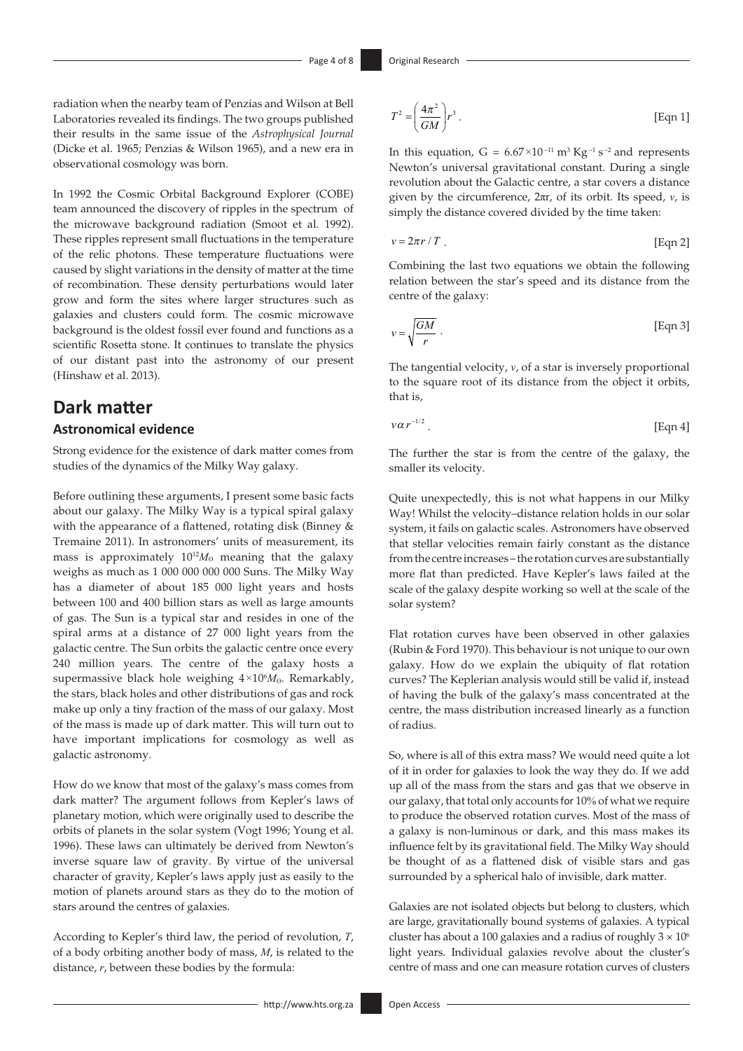radiation when the nearby team of Penzias and Wilson at Bell Laboratories revealed its findings. The two groups published their results in the same issue of the *Astrophysical Journal* (Dicke et al. 1965; Penzias & Wilson 1965), and a new era in observational cosmology was born.

In 1992 the Cosmic Orbital Background Explorer (COBE) team announced the discovery of ripples in the spectrum of the microwave background radiation (Smoot et al. 1992). These ripples represent small fluctuations in the temperature of the relic photons. These temperature fluctuations were caused by slight variations in the density of matter at the time of recombination. These density perturbations would later grow and form the sites where larger structures such as galaxies and clusters could form. The cosmic microwave background is the oldest fossil ever found and functions as a scientific Rosetta stone. It continues to translate the physics of our distant past into the astronomy of our present (Hinshaw et al. 2013).

## Dark matter

### Astronomical evidence

Strong evidence for the existence of dark matter comes from studies of the dynamics of the Milky Way galaxy.

Before outlining these arguments, I present some basic facts about our galaxy. The Milky Way is a typical spiral galaxy with the appearance of a flattened, rotating disk (Binney & Tremaine 2011). In astronomers' units of measurement, its mass is approximately $10^{12}M_{\odot}$ meaning that the galaxy weighs as much as 1 000 000 000 000 Suns. The Milky Way has a diameter of about 185 000 light years and hosts between 100 and 400 billion stars as well as large amounts of gas. The Sun is a typical star and resides in one of the spiral arms at a distance of 27 000 light years from the galactic centre. The Sun orbits the galactic centre once every 240 million years. The centre of the galaxy hosts a supermassive black hole weighing $4\times10^{6}M_{\odot}$. Remarkably, the stars, black holes and other distributions of gas and rock make up only a tiny fraction of the mass of our galaxy. Most of the mass is made up of dark matter. This will turn out to have important implications for cosmology as well as galactic astronomy.

How do we know that most of the galaxy's mass comes from dark matter? The argument follows from Kepler's laws of planetary motion, which were originally used to describe the orbits of planets in the solar system (Vogt 1996; Young et al. 1996). These laws can ultimately be derived from Newton's inverse square law of gravity. By virtue of the universal character of gravity, Kepler's laws apply just as easily to the motion of planets around stars as they do to the motion of stars around the centres of galaxies.

According to Kepler's third law, the period of revolution, $T$, of a body orbiting another body of mass, $M$, is related to the distance, $r$, between these bodies by the formula:

$$T^2 = \left(\frac{4\pi^2}{GM}\right)r^3 . \qquad \text{[Eqn 1]}$$

In this equation, $G = 6.67\times10^{-11}\ \text{m}^3\ \text{Kg}^{-1}\ \text{s}^{-2}$ and represents Newton's universal gravitational constant. During a single revolution about the Galactic centre, a star covers a distance given by the circumference, $2\pi r$, of its orbit. Its speed, $v$, is simply the distance covered divided by the time taken:

$$v = 2\pi r / T . \qquad \text{[Eqn 2]}$$

Combining the last two equations we obtain the following relation between the star's speed and its distance from the centre of the galaxy:

$$v = \sqrt{\frac{GM}{r}} . \qquad \text{[Eqn 3]}$$

The tangential velocity, $v$, of a star is inversely proportional to the square root of its distance from the object it orbits, that is,

$$v \,\alpha\, r^{-1/2} . \qquad \text{[Eqn 4]}$$

The further the star is from the centre of the galaxy, the smaller its velocity.

Quite unexpectedly, this is not what happens in our Milky Way! Whilst the velocity–distance relation holds in our solar system, it fails on galactic scales. Astronomers have observed that stellar velocities remain fairly constant as the distance from the centre increases – the rotation curves are substantially more flat than predicted. Have Kepler's laws failed at the scale of the galaxy despite working so well at the scale of the solar system?

Flat rotation curves have been observed in other galaxies (Rubin & Ford 1970). This behaviour is not unique to our own galaxy. How do we explain the ubiquity of flat rotation curves? The Keplerian analysis would still be valid if, instead of having the bulk of the galaxy's mass concentrated at the centre, the mass distribution increased linearly as a function of radius.

So, where is all of this extra mass? We would need quite a lot of it in order for galaxies to look the way they do. If we add up all of the mass from the stars and gas that we observe in our galaxy, that total only accounts for 10% of what we require to produce the observed rotation curves. Most of the mass of a galaxy is non-luminous or dark, and this mass makes its influence felt by its gravitational field. The Milky Way should be thought of as a flattened disk of visible stars and gas surrounded by a spherical halo of invisible, dark matter.

Galaxies are not isolated objects but belong to clusters, which are large, gravitationally bound systems of galaxies. A typical cluster has about a 100 galaxies and a radius of roughly $3 \times 10^{6}$ light years. Individual galaxies revolve about the cluster's centre of mass and one can measure rotation curves of clusters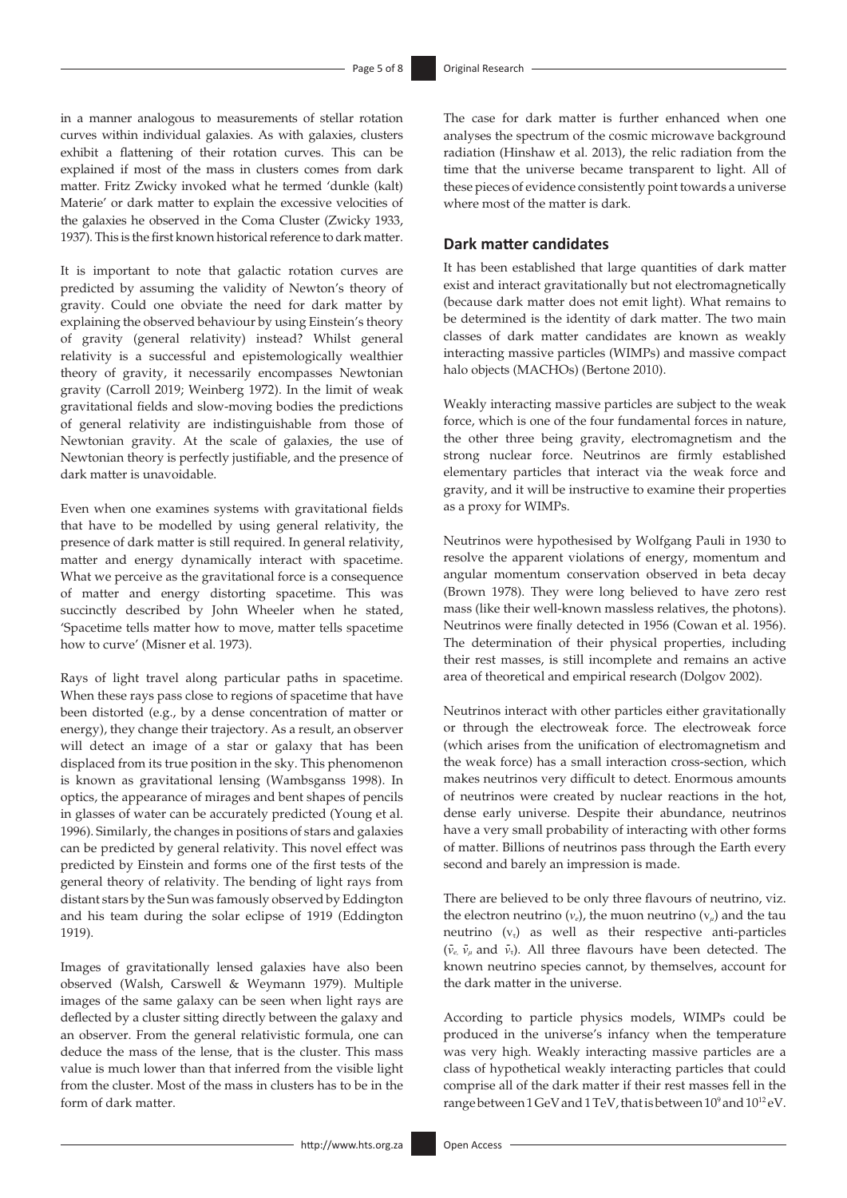in a manner analogous to measurements of stellar rotation curves within individual galaxies. As with galaxies, clusters exhibit a flattening of their rotation curves. This can be explained if most of the mass in clusters comes from dark matter. Fritz Zwicky invoked what he termed 'dunkle (kalt) Materie' or dark matter to explain the excessive velocities of the galaxies he observed in the Coma Cluster (Zwicky 1933, 1937). This is the first known historical reference to dark matter.

It is important to note that galactic rotation curves are predicted by assuming the validity of Newton's theory of gravity. Could one obviate the need for dark matter by explaining the observed behaviour by using Einstein's theory of gravity (general relativity) instead? Whilst general relativity is a successful and epistemologically wealthier theory of gravity, it necessarily encompasses Newtonian gravity (Carroll 2019; Weinberg 1972). In the limit of weak gravitational fields and slow-moving bodies the predictions of general relativity are indistinguishable from those of Newtonian gravity. At the scale of galaxies, the use of Newtonian theory is perfectly justifiable, and the presence of dark matter is unavoidable.

Even when one examines systems with gravitational fields that have to be modelled by using general relativity, the presence of dark matter is still required. In general relativity, matter and energy dynamically interact with spacetime. What we perceive as the gravitational force is a consequence of matter and energy distorting spacetime. This was succinctly described by John Wheeler when he stated, 'Spacetime tells matter how to move, matter tells spacetime how to curve' (Misner et al. 1973).

Rays of light travel along particular paths in spacetime. When these rays pass close to regions of spacetime that have been distorted (e.g., by a dense concentration of matter or energy), they change their trajectory. As a result, an observer will detect an image of a star or galaxy that has been displaced from its true position in the sky. This phenomenon is known as gravitational lensing (Wambsganss 1998). In optics, the appearance of mirages and bent shapes of pencils in glasses of water can be accurately predicted (Young et al. 1996). Similarly, the changes in positions of stars and galaxies can be predicted by general relativity. This novel effect was predicted by Einstein and forms one of the first tests of the general theory of relativity. The bending of light rays from distant stars by the Sun was famously observed by Eddington and his team during the solar eclipse of 1919 (Eddington 1919).

Images of gravitationally lensed galaxies have also been observed (Walsh, Carswell & Weymann 1979). Multiple images of the same galaxy can be seen when light rays are deflected by a cluster sitting directly between the galaxy and an observer. From the general relativistic formula, one can deduce the mass of the lense, that is the cluster. This mass value is much lower than that inferred from the visible light from the cluster. Most of the mass in clusters has to be in the form of dark matter.

The case for dark matter is further enhanced when one analyses the spectrum of the cosmic microwave background radiation (Hinshaw et al. 2013), the relic radiation from the time that the universe became transparent to light. All of these pieces of evidence consistently point towards a universe where most of the matter is dark.

## Dark matter candidates

It has been established that large quantities of dark matter exist and interact gravitationally but not electromagnetically (because dark matter does not emit light). What remains to be determined is the identity of dark matter. The two main classes of dark matter candidates are known as weakly interacting massive particles (WIMPs) and massive compact halo objects (MACHOs) (Bertone 2010).

Weakly interacting massive particles are subject to the weak force, which is one of the four fundamental forces in nature, the other three being gravity, electromagnetism and the strong nuclear force. Neutrinos are firmly established elementary particles that interact via the weak force and gravity, and it will be instructive to examine their properties as a proxy for WIMPs.

Neutrinos were hypothesised by Wolfgang Pauli in 1930 to resolve the apparent violations of energy, momentum and angular momentum conservation observed in beta decay (Brown 1978). They were long believed to have zero rest mass (like their well-known massless relatives, the photons). Neutrinos were finally detected in 1956 (Cowan et al. 1956). The determination of their physical properties, including their rest masses, is still incomplete and remains an active area of theoretical and empirical research (Dolgov 2002).

Neutrinos interact with other particles either gravitationally or through the electroweak force. The electroweak force (which arises from the unification of electromagnetism and the weak force) has a small interaction cross-section, which makes neutrinos very difficult to detect. Enormous amounts of neutrinos were created by nuclear reactions in the hot, dense early universe. Despite their abundance, neutrinos have a very small probability of interacting with other forms of matter. Billions of neutrinos pass through the Earth every second and barely an impression is made.

There are believed to be only three flavours of neutrino, viz. the electron neutrino ($\nu_e$), the muon neutrino ($\nu_\mu$) and the tau neutrino ($\nu_\tau$) as well as their respective anti-particles ($\bar{\nu}_e$, $\bar{\nu}_\mu$ and $\bar{\nu}_\tau$). All three flavours have been detected. The known neutrino species cannot, by themselves, account for the dark matter in the universe.

According to particle physics models, WIMPs could be produced in the universe's infancy when the temperature was very high. Weakly interacting massive particles are a class of hypothetical weakly interacting particles that could comprise all of the dark matter if their rest masses fell in the range between 1 GeV and 1 TeV, that is between $10^9$ and $10^{12}$ eV.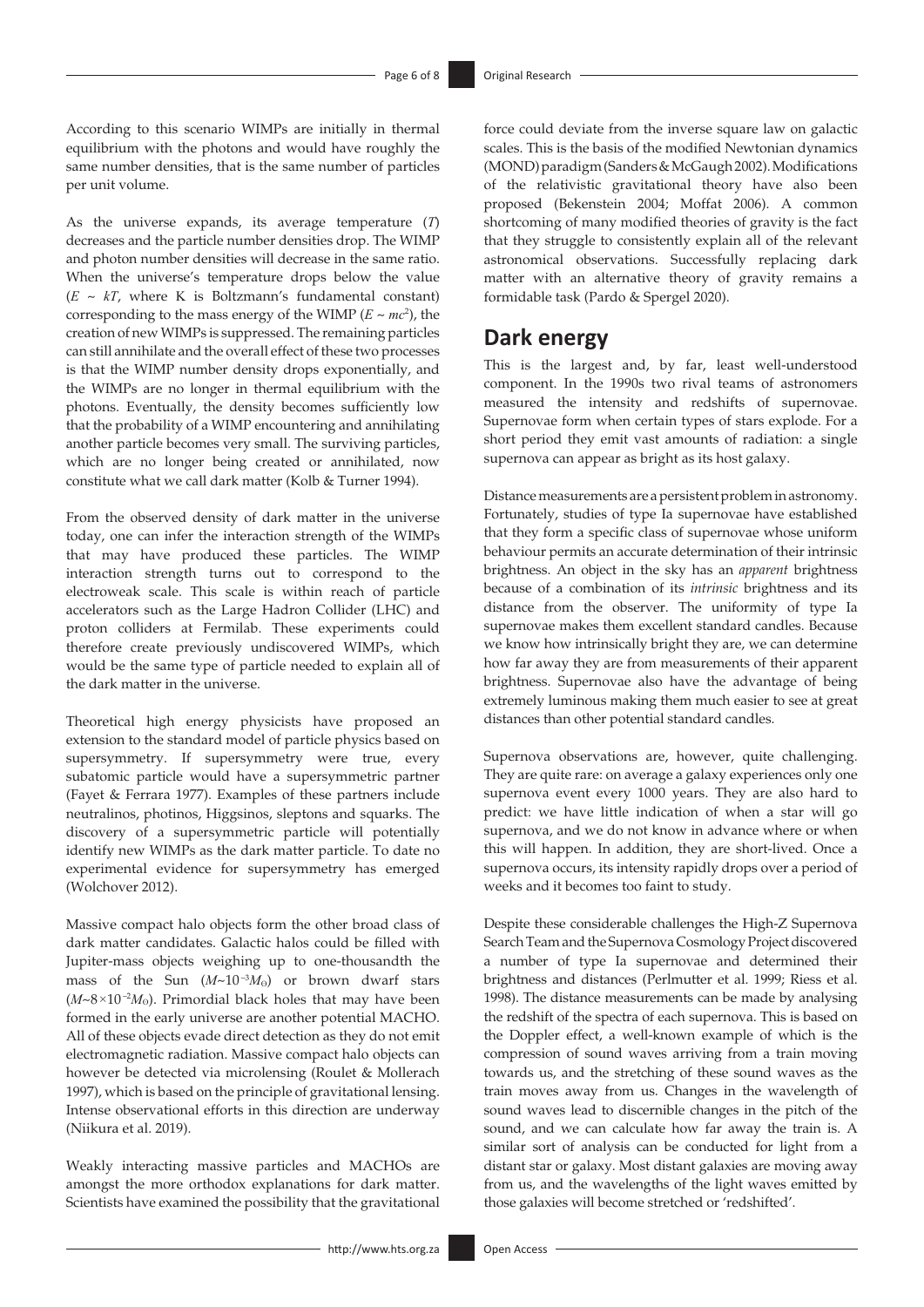According to this scenario WIMPs are initially in thermal equilibrium with the photons and would have roughly the same number densities, that is the same number of particles per unit volume.

As the universe expands, its average temperature ($T$) decreases and the particle number densities drop. The WIMP and photon number densities will decrease in the same ratio. When the universe's temperature drops below the value ($E \sim kT$, where K is Boltzmann's fundamental constant) corresponding to the mass energy of the WIMP ($E \sim mc^2$), the creation of new WIMPs is suppressed. The remaining particles can still annihilate and the overall effect of these two processes is that the WIMP number density drops exponentially, and the WIMPs are no longer in thermal equilibrium with the photons. Eventually, the density becomes sufficiently low that the probability of a WIMP encountering and annihilating another particle becomes very small. The surviving particles, which are no longer being created or annihilated, now constitute what we call dark matter (Kolb & Turner 1994).

From the observed density of dark matter in the universe today, one can infer the interaction strength of the WIMPs that may have produced these particles. The WIMP interaction strength turns out to correspond to the electroweak scale. This scale is within reach of particle accelerators such as the Large Hadron Collider (LHC) and proton colliders at Fermilab. These experiments could therefore create previously undiscovered WIMPs, which would be the same type of particle needed to explain all of the dark matter in the universe.

Theoretical high energy physicists have proposed an extension to the standard model of particle physics based on supersymmetry. If supersymmetry were true, every subatomic particle would have a supersymmetric partner (Fayet & Ferrara 1977). Examples of these partners include neutralinos, photinos, Higgsinos, sleptons and squarks. The discovery of a supersymmetric particle will potentially identify new WIMPs as the dark matter particle. To date no experimental evidence for supersymmetry has emerged (Wolchover 2012).

Massive compact halo objects form the other broad class of dark matter candidates. Galactic halos could be filled with Jupiter-mass objects weighing up to one-thousandth the mass of the Sun ($M \sim 10^{-3} M_{\odot}$) or brown dwarf stars ($M \sim 8 \times 10^{-2} M_{\odot}$). Primordial black holes that may have been formed in the early universe are another potential MACHO. All of these objects evade direct detection as they do not emit electromagnetic radiation. Massive compact halo objects can however be detected via microlensing (Roulet & Mollerach 1997), which is based on the principle of gravitational lensing. Intense observational efforts in this direction are underway (Niikura et al. 2019).

Weakly interacting massive particles and MACHOs are amongst the more orthodox explanations for dark matter. Scientists have examined the possibility that the gravitational force could deviate from the inverse square law on galactic scales. This is the basis of the modified Newtonian dynamics (MOND) paradigm (Sanders & McGaugh 2002). Modifications of the relativistic gravitational theory have also been proposed (Bekenstein 2004; Moffat 2006). A common shortcoming of many modified theories of gravity is the fact that they struggle to consistently explain all of the relevant astronomical observations. Successfully replacing dark matter with an alternative theory of gravity remains a formidable task (Pardo & Spergel 2020).

## Dark energy

This is the largest and, by far, least well-understood component. In the 1990s two rival teams of astronomers measured the intensity and redshifts of supernovae. Supernovae form when certain types of stars explode. For a short period they emit vast amounts of radiation: a single supernova can appear as bright as its host galaxy.

Distance measurements are a persistent problem in astronomy. Fortunately, studies of type Ia supernovae have established that they form a specific class of supernovae whose uniform behaviour permits an accurate determination of their intrinsic brightness. An object in the sky has an *apparent* brightness because of a combination of its *intrinsic* brightness and its distance from the observer. The uniformity of type Ia supernovae makes them excellent standard candles. Because we know how intrinsically bright they are, we can determine how far away they are from measurements of their apparent brightness. Supernovae also have the advantage of being extremely luminous making them much easier to see at great distances than other potential standard candles.

Supernova observations are, however, quite challenging. They are quite rare: on average a galaxy experiences only one supernova event every 1000 years. They are also hard to predict: we have little indication of when a star will go supernova, and we do not know in advance where or when this will happen. In addition, they are short-lived. Once a supernova occurs, its intensity rapidly drops over a period of weeks and it becomes too faint to study.

Despite these considerable challenges the High-Z Supernova Search Team and the Supernova Cosmology Project discovered a number of type Ia supernovae and determined their brightness and distances (Perlmutter et al. 1999; Riess et al. 1998). The distance measurements can be made by analysing the redshift of the spectra of each supernova. This is based on the Doppler effect, a well-known example of which is the compression of sound waves arriving from a train moving towards us, and the stretching of these sound waves as the train moves away from us. Changes in the wavelength of sound waves lead to discernible changes in the pitch of the sound, and we can calculate how far away the train is. A similar sort of analysis can be conducted for light from a distant star or galaxy. Most distant galaxies are moving away from us, and the wavelengths of the light waves emitted by those galaxies will become stretched or 'redshifted'.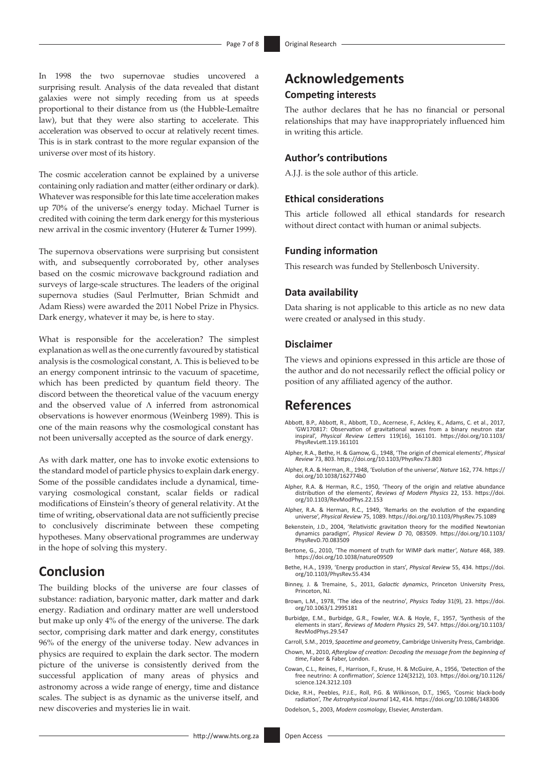In 1998 the two supernovae studies uncovered a surprising result. Analysis of the data revealed that distant galaxies were not simply receding from us at speeds proportional to their distance from us (the Hubble-Lemaître law), but that they were also starting to accelerate. This acceleration was observed to occur at relatively recent times. This is in stark contrast to the more regular expansion of the universe over most of its history.

The cosmic acceleration cannot be explained by a universe containing only radiation and matter (either ordinary or dark). Whatever was responsible for this late time acceleration makes up 70% of the universe's energy today. Michael Turner is credited with coining the term dark energy for this mysterious new arrival in the cosmic inventory (Huterer & Turner 1999).

The supernova observations were surprising but consistent with, and subsequently corroborated by, other analyses based on the cosmic microwave background radiation and surveys of large-scale structures. The leaders of the original supernova studies (Saul Perlmutter, Brian Schmidt and Adam Riess) were awarded the 2011 Nobel Prize in Physics. Dark energy, whatever it may be, is here to stay.

What is responsible for the acceleration? The simplest explanation as well as the one currently favoured by statistical analysis is the cosmological constant, $\Lambda$. This is believed to be an energy component intrinsic to the vacuum of spacetime, which has been predicted by quantum field theory. The discord between the theoretical value of the vacuum energy and the observed value of $\Lambda$ inferred from astronomical observations is however enormous (Weinberg 1989). This is one of the main reasons why the cosmological constant has not been universally accepted as the source of dark energy.

As with dark matter, one has to invoke exotic extensions to the standard model of particle physics to explain dark energy. Some of the possible candidates include a dynamical, time-varying cosmological constant, scalar fields or radical modifications of Einstein's theory of general relativity. At the time of writing, observational data are not sufficiently precise to conclusively discriminate between these competing hypotheses. Many observational programmes are underway in the hope of solving this mystery.

## Conclusion

The building blocks of the universe are four classes of substance: radiation, baryonic matter, dark matter and dark energy. Radiation and ordinary matter are well understood but make up only 4% of the energy of the universe. The dark sector, comprising dark matter and dark energy, constitutes 96% of the energy of the universe today. New advances in physics are required to explain the dark sector. The modern picture of the universe is consistently derived from the successful application of many areas of physics and astronomy across a wide range of energy, time and distance scales. The subject is as dynamic as the universe itself, and new discoveries and mysteries lie in wait.

## Acknowledgements

### Competing interests

The author declares that he has no financial or personal relationships that may have inappropriately influenced him in writing this article.

### Author's contributions

A.J.J. is the sole author of this article.

### Ethical considerations

This article followed all ethical standards for research without direct contact with human or animal subjects.

### Funding information

This research was funded by Stellenbosch University.

### Data availability

Data sharing is not applicable to this article as no new data were created or analysed in this study.

### Disclaimer

The views and opinions expressed in this article are those of the author and do not necessarily reflect the official policy or position of any affiliated agency of the author.

## References

Abbott, B.P., Abbott, R., Abbott, T.D., Acernese, F., Ackley, K., Adams, C. et al., 2017, 'GW170817: Observation of gravitational waves from a binary neutron star inspiral', *Physical Review Letters* 119(16), 161101. https://doi.org/10.1103/PhysRevLett.119.161101

Alpher, R.A., Bethe, H. & Gamow, G., 1948, 'The origin of chemical elements', *Physical Review* 73, 803. https://doi.org/10.1103/PhysRev.73.803

Alpher, R.A. & Herman, R., 1948, 'Evolution of the universe', *Nature* 162, 774. https://doi.org/10.1038/162774b0

Alpher, R.A. & Herman, R.C., 1950, 'Theory of the origin and relative abundance distribution of the elements', *Reviews of Modern Physics* 22, 153. https://doi.org/10.1103/RevModPhys.22.153

Alpher, R.A. & Herman, R.C., 1949, 'Remarks on the evolution of the expanding universe', *Physical Review* 75, 1089. https://doi.org/10.1103/PhysRev.75.1089

Bekenstein, J.D., 2004, 'Relativistic gravitation theory for the modified Newtonian dynamics paradigm', *Physical Review D* 70, 083509. https://doi.org/10.1103/PhysRevD.70.083509

Bertone, G., 2010, 'The moment of truth for WIMP dark matter', *Nature* 468, 389. https://doi.org/10.1038/nature09509

Bethe, H.A., 1939, 'Energy production in stars', *Physical Review* 55, 434. https://doi.org/10.1103/PhysRev.55.434

Binney, J. & Tremaine, S., 2011, *Galactic dynamics*, Princeton University Press, Princeton, NJ.

Brown, L.M., 1978, 'The idea of the neutrino', *Physics Today* 31(9), 23. https://doi.org/10.1063/1.2995181

Burbidge, E.M., Burbidge, G.R., Fowler, W.A. & Hoyle, F., 1957, 'Synthesis of the elements in stars', *Reviews of Modern Physics* 29, 547. https://doi.org/10.1103/RevModPhys.29.547

Carroll, S.M., 2019, *Spacetime and geometry*, Cambridge University Press, Cambridge.

Chown, M., 2010, *Afterglow of creation: Decoding the message from the beginning of time*, Faber & Faber, London.

Cowan, C.L., Reines, F., Harrison, F., Kruse, H. & McGuire, A., 1956, 'Detection of the free neutrino: A confirmation', *Science* 124(3212), 103. https://doi.org/10.1126/science.124.3212.103

Dicke, R.H., Peebles, P.J.E., Roll, P.G. & Wilkinson, D.T., 1965, 'Cosmic black-body radiation', *The Astrophysical Journal* 142, 414. https://doi.org/10.1086/148306

Dodelson, S., 2003, *Modern cosmology*, Elsevier, Amsterdam.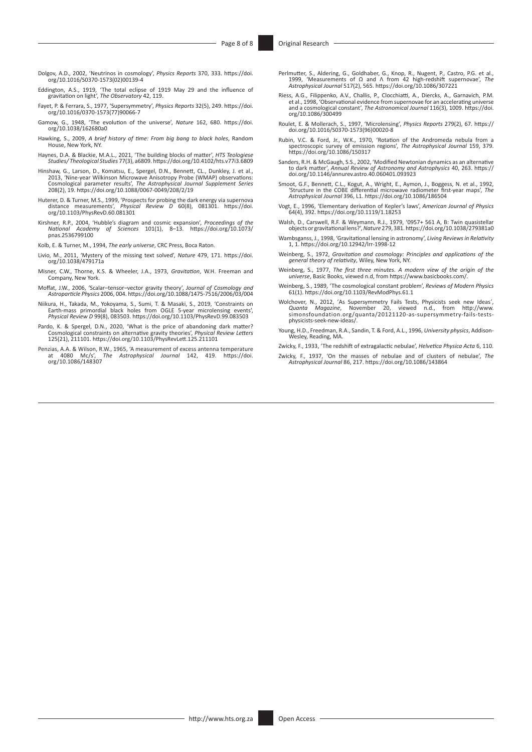Dolgov, A.D., 2002, 'Neutrinos in cosmology', *Physics Reports* 370, 333. https://doi.org/10.1016/S0370-1573(02)00139-4

Eddington, A.S., 1919, 'The total eclipse of 1919 May 29 and the influence of gravitation on light', *The Observatory* 42, 119.

Fayet, P. & Ferrara, S., 1977, 'Supersymmetry', *Physics Reports* 32(5), 249. https://doi.org/10.1016/0370-1573(77)90066-7

Gamow, G., 1948, 'The evolution of the universe', *Nature* 162, 680. https://doi.org/10.1038/162680a0

Hawking, S., 2009, *A brief history of time: From big bang to black holes*, Random House, New York, NY.

Haynes, D.A. & Blackie, M.A.L., 2021, 'The building blocks of matter', *HTS Teologiese Studies/ Theological Studies* 77(3), a6809. https://doi.org/10.4102/hts.v77i3.6809

Hinshaw, G., Larson, D., Komatsu, E., Spergel, D.N., Bennett, CL., Dunkley, J. et al., 2013, 'Nine-year Wilkinson Microwave Anisotropy Probe (WMAP) observations: Cosmological parameter results', *The Astrophysical Journal Supplement Series* 208(2), 19. https://doi.org/10.1088/0067-0049/208/2/19

Huterer, D. & Turner, M.S., 1999, 'Prospects for probing the dark energy via supernova distance measurements', *Physical Review D* 60(8), 081301. https://doi.org/10.1103/PhysRevD.60.081301

Kirshner, R.P., 2004, 'Hubble's diagram and cosmic expansion', *Proceedings of the National Academy of Sciences* 101(1), 8–13. https://doi.org/10.1073/pnas.2536799100

Kolb, E. & Turner, M., 1994, *The early universe*, CRC Press, Boca Raton.

Livio, M., 2011, 'Mystery of the missing text solved', *Nature* 479, 171. https://doi.org/10.1038/479171a

Misner, C.W., Thorne, K.S. & Wheeler, J.A., 1973, *Gravitation*, W.H. Freeman and Company, New York.

Moffat, J.W., 2006, 'Scalar–tensor–vector gravity theory', *Journal of Cosmology and Astroparticle Physics* 2006, 004. https://doi.org/10.1088/1475-7516/2006/03/004

Niikura, H., Takada, M., Yokoyama, S., Sumi, T. & Masaki, S., 2019, 'Constraints on Earth-mass primordial black holes from OGLE 5-year microlensing events', *Physical Review D* 99(8), 083503. https://doi.org/10.1103/PhysRevD.99.083503

Pardo, K. & Spergel, D.N., 2020, 'What is the price of abandoning dark matter? Cosmological constraints on alternative gravity theories', *Physical Review Letters* 125(21), 211101. https://doi.org/10.1103/PhysRevLett.125.211101

Penzias, A.A. & Wilson, R.W., 1965, 'A measurement of excess antenna temperature at 4080 Mc/s', *The Astrophysical Journal* 142, 419. https://doi.org/10.1086/148307

Perlmutter, S., Aldering, G., Goldhaber, G., Knop, R., Nugent, P., Castro, P.G. et al., 1999, 'Measurements of Ω and Λ from 42 high-redshift supernovae', *The Astrophysical Journal* 517(2), 565. https://doi.org/10.1086/307221

Riess, A.G., Filippenko, A.V., Challis, P., Clocchiatti, A., Diercks, A., Garnavich, P.M. et al., 1998, 'Observational evidence from supernovae for an accelerating universe and a cosmological constant', *The Astronomical Journal* 116(3), 1009. https://doi.org/10.1086/300499

Roulet, E. & Mollerach, S., 1997, 'Microlensing', *Physics Reports* 279(2), 67. https://doi.org/10.1016/S0370-1573(96)00020-8

Rubin, V.C. & Ford, Jr., W.K., 1970, 'Rotation of the Andromeda nebula from a spectroscopic survey of emission regions', *The Astrophysical Journal* 159, 379. https://doi.org/10.1086/150317

Sanders, R.H. & McGaugh, S.S., 2002, 'Modified Newtonian dynamics as an alternative to dark matter', *Annual Review of Astronomy and Astrophysics* 40, 263. https://doi.org/10.1146/annurev.astro.40.060401.093923

Smoot, G.F., Bennett, C.L., Kogut, A., Wright, E., Aymon, J., Boggess, N. et al., 1992, 'Structure in the COBE differential microwave radiometer first-year maps', *The Astrophysical Journal* 396, L1. https://doi.org/10.1086/186504

Vogt, E., 1996, 'Elementary derivation of Kepler's laws', *American Journal of Physics* 64(4), 392. https://doi.org/10.1119/1.18253

Walsh, D., Carswell, R.F. & Weymann, R.J., 1979, '0957+ 561 A, B: Twin quasistellar objects or gravitational lens?', *Nature* 279, 381. https://doi.org/10.1038/279381a0

Wambsganss, J., 1998, 'Gravitational lensing in astronomy', *Living Reviews in Relativity* 1, 1. https://doi.org/10.12942/lrr-1998-12

Weinberg, S., 1972, *Gravitation and cosmology: Principles and applications of the general theory of relativity*, Wiley, New York, NY.

Weinberg, S., 1977, *The first three minutes. A modern view of the origin of the universe*, Basic Books, viewed n.d, from https://www.basicbooks.com/.

Weinberg, S., 1989, 'The cosmological constant problem', *Reviews of Modern Physics* 61(1). https://doi.org/10.1103/RevModPhys.61.1

Wolchover, N., 2012, 'As Supersymmetry Fails Tests, Physicists seek new Ideas', *Quanta Magazine*, November 20, viewed n.d., from http://www.simonsfoundation.org/quanta/20121120-as-supersymmetry-fails-tests-physicists-seek-new-ideas/.

Young, H.D., Freedman, R.A., Sandin, T. & Ford, A.L., 1996, *University physics*, Addison-Wesley, Reading, MA.

Zwicky, F., 1933, 'The redshift of extragalactic nebulae', *Helvetica Physica Acta* 6, 110.

Zwicky, F., 1937, 'On the masses of nebulae and of clusters of nebulae', *The Astrophysical Journal* 86, 217. https://doi.org/10.1086/143864